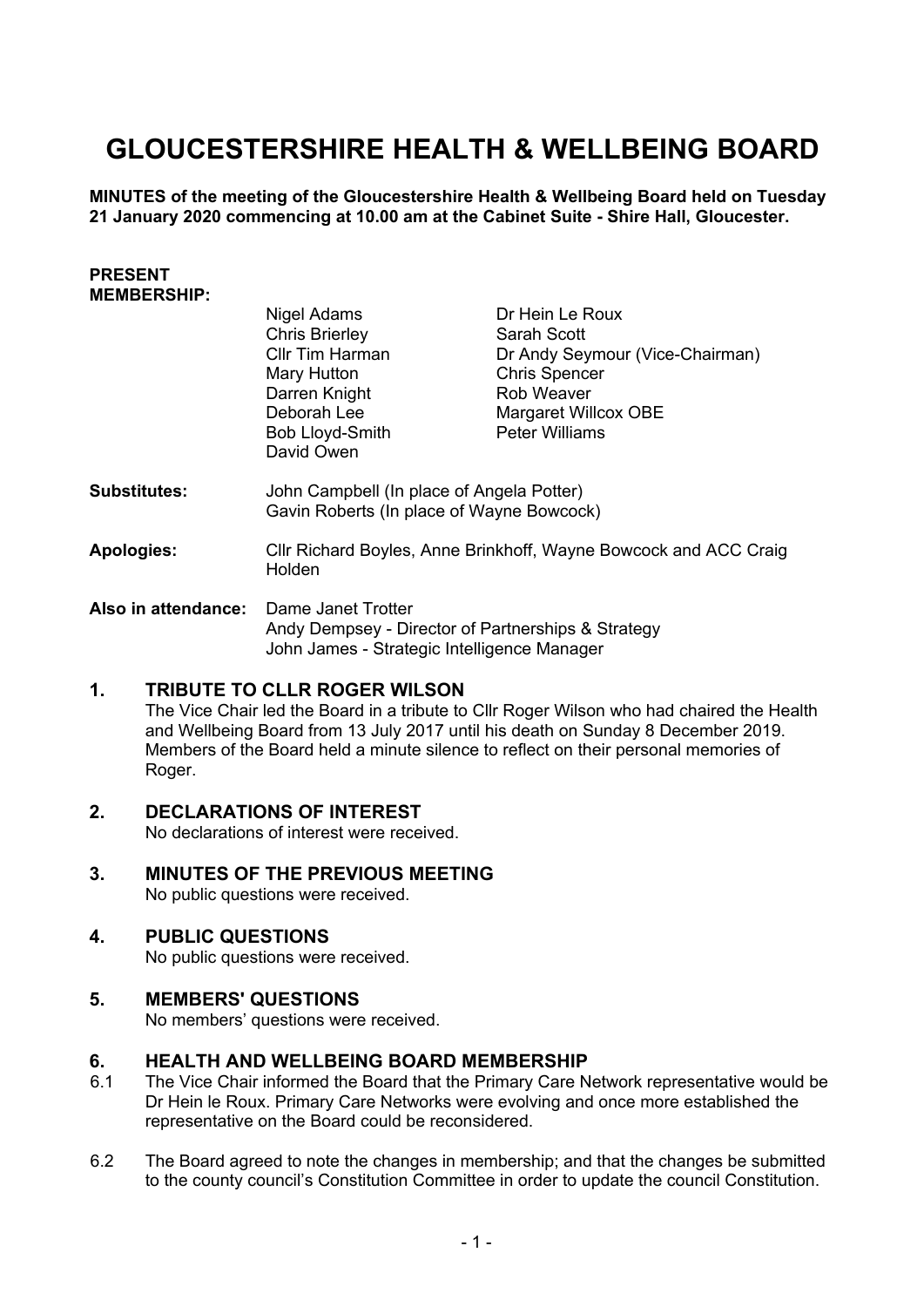# GLOUCESTERSHIRE HEALTH & WELLBEING BOARD

**MINUTES of the meeting of the Gloucestershire Health & Wellbeing Board held on Tuesday 21 January 2020 commencing at 10.00 am at the Cabinet Suite - Shire Hall, Gloucester.**

**PRESENT MEMBERSHIP:**

| | |
|---|---|
| Nigel Adams | Dr Hein Le Roux |
| Chris Brierley | Sarah Scott |
| Cllr Tim Harman | Dr Andy Seymour (Vice-Chairman) |
| Mary Hutton | Chris Spencer |
| Darren Knight | Rob Weaver |
| Deborah Lee | Margaret Willcox OBE |
| Bob Lloyd-Smith | Peter Williams |
| David Owen | |

**Substitutes:** John Campbell (In place of Angela Potter)
Gavin Roberts (In place of Wayne Bowcock)

**Apologies:** Cllr Richard Boyles, Anne Brinkhoff, Wayne Bowcock and ACC Craig Holden

**Also in attendance:** Dame Janet Trotter
Andy Dempsey - Director of Partnerships & Strategy
John James - Strategic Intelligence Manager

## 1. TRIBUTE TO CLLR ROGER WILSON

The Vice Chair led the Board in a tribute to Cllr Roger Wilson who had chaired the Health and Wellbeing Board from 13 July 2017 until his death on Sunday 8 December 2019. Members of the Board held a minute silence to reflect on their personal memories of Roger.

## 2. DECLARATIONS OF INTEREST

No declarations of interest were received.

## 3. MINUTES OF THE PREVIOUS MEETING

No public questions were received.

## 4. PUBLIC QUESTIONS

No public questions were received.

## 5. MEMBERS' QUESTIONS

No members' questions were received.

## 6. HEALTH AND WELLBEING BOARD MEMBERSHIP

6.1 The Vice Chair informed the Board that the Primary Care Network representative would be Dr Hein le Roux. Primary Care Networks were evolving and once more established the representative on the Board could be reconsidered.

6.2 The Board agreed to note the changes in membership; and that the changes be submitted to the county council's Constitution Committee in order to update the council Constitution.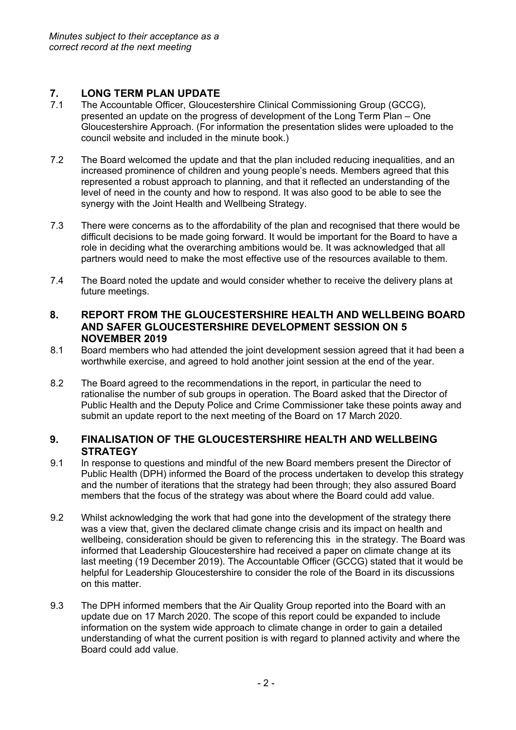*Minutes subject to their acceptance as a correct record at the next meeting*

## 7. LONG TERM PLAN UPDATE

7.1 The Accountable Officer, Gloucestershire Clinical Commissioning Group (GCCG), presented an update on the progress of development of the Long Term Plan – One Gloucestershire Approach. (For information the presentation slides were uploaded to the council website and included in the minute book.)

7.2 The Board welcomed the update and that the plan included reducing inequalities, and an increased prominence of children and young people's needs. Members agreed that this represented a robust approach to planning, and that it reflected an understanding of the level of need in the county and how to respond. It was also good to be able to see the synergy with the Joint Health and Wellbeing Strategy.

7.3 There were concerns as to the affordability of the plan and recognised that there would be difficult decisions to be made going forward. It would be important for the Board to have a role in deciding what the overarching ambitions would be. It was acknowledged that all partners would need to make the most effective use of the resources available to them.

7.4 The Board noted the update and would consider whether to receive the delivery plans at future meetings.

## 8. REPORT FROM THE GLOUCESTERSHIRE HEALTH AND WELLBEING BOARD AND SAFER GLOUCESTERSHIRE DEVELOPMENT SESSION ON 5 NOVEMBER 2019

8.1 Board members who had attended the joint development session agreed that it had been a worthwhile exercise, and agreed to hold another joint session at the end of the year.

8.2 The Board agreed to the recommendations in the report, in particular the need to rationalise the number of sub groups in operation. The Board asked that the Director of Public Health and the Deputy Police and Crime Commissioner take these points away and submit an update report to the next meeting of the Board on 17 March 2020.

## 9. FINALISATION OF THE GLOUCESTERSHIRE HEALTH AND WELLBEING STRATEGY

9.1 In response to questions and mindful of the new Board members present the Director of Public Health (DPH) informed the Board of the process undertaken to develop this strategy and the number of iterations that the strategy had been through; they also assured Board members that the focus of the strategy was about where the Board could add value.

9.2 Whilst acknowledging the work that had gone into the development of the strategy there was a view that, given the declared climate change crisis and its impact on health and wellbeing, consideration should be given to referencing this in the strategy. The Board was informed that Leadership Gloucestershire had received a paper on climate change at its last meeting (19 December 2019). The Accountable Officer (GCCG) stated that it would be helpful for Leadership Gloucestershire to consider the role of the Board in its discussions on this matter.

9.3 The DPH informed members that the Air Quality Group reported into the Board with an update due on 17 March 2020. The scope of this report could be expanded to include information on the system wide approach to climate change in order to gain a detailed understanding of what the current position is with regard to planned activity and where the Board could add value.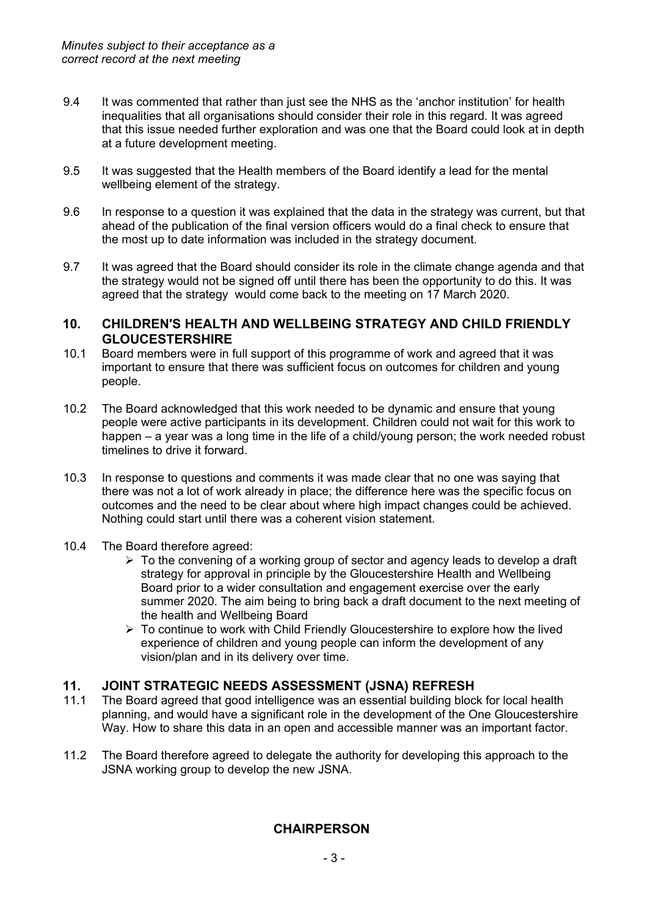*Minutes subject to their acceptance as a correct record at the next meeting*

9.4 It was commented that rather than just see the NHS as the 'anchor institution' for health inequalities that all organisations should consider their role in this regard. It was agreed that this issue needed further exploration and was one that the Board could look at in depth at a future development meeting.

9.5 It was suggested that the Health members of the Board identify a lead for the mental wellbeing element of the strategy.

9.6 In response to a question it was explained that the data in the strategy was current, but that ahead of the publication of the final version officers would do a final check to ensure that the most up to date information was included in the strategy document.

9.7 It was agreed that the Board should consider its role in the climate change agenda and that the strategy would not be signed off until there has been the opportunity to do this. It was agreed that the strategy would come back to the meeting on 17 March 2020.

## 10. CHILDREN'S HEALTH AND WELLBEING STRATEGY AND CHILD FRIENDLY GLOUCESTERSHIRE

10.1 Board members were in full support of this programme of work and agreed that it was important to ensure that there was sufficient focus on outcomes for children and young people.

10.2 The Board acknowledged that this work needed to be dynamic and ensure that young people were active participants in its development. Children could not wait for this work to happen – a year was a long time in the life of a child/young person; the work needed robust timelines to drive it forward.

10.3 In response to questions and comments it was made clear that no one was saying that there was not a lot of work already in place; the difference here was the specific focus on outcomes and the need to be clear about where high impact changes could be achieved. Nothing could start until there was a coherent vision statement.

10.4 The Board therefore agreed:

- To the convening of a working group of sector and agency leads to develop a draft strategy for approval in principle by the Gloucestershire Health and Wellbeing Board prior to a wider consultation and engagement exercise over the early summer 2020. The aim being to bring back a draft document to the next meeting of the health and Wellbeing Board
- To continue to work with Child Friendly Gloucestershire to explore how the lived experience of children and young people can inform the development of any vision/plan and in its delivery over time.

## 11. JOINT STRATEGIC NEEDS ASSESSMENT (JSNA) REFRESH

11.1 The Board agreed that good intelligence was an essential building block for local health planning, and would have a significant role in the development of the One Gloucestershire Way. How to share this data in an open and accessible manner was an important factor.

11.2 The Board therefore agreed to delegate the authority for developing this approach to the JSNA working group to develop the new JSNA.

**CHAIRPERSON**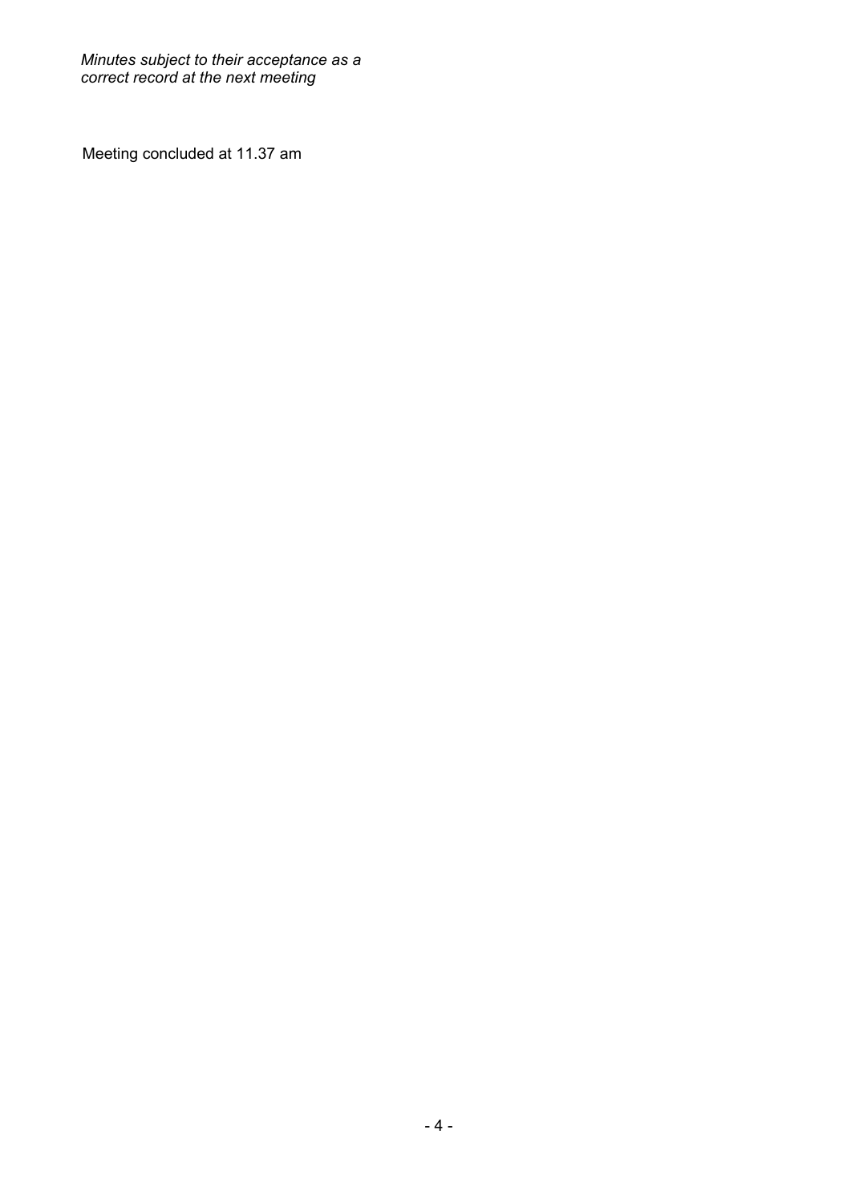*Minutes subject to their acceptance as a correct record at the next meeting*

Meeting concluded at 11.37 am